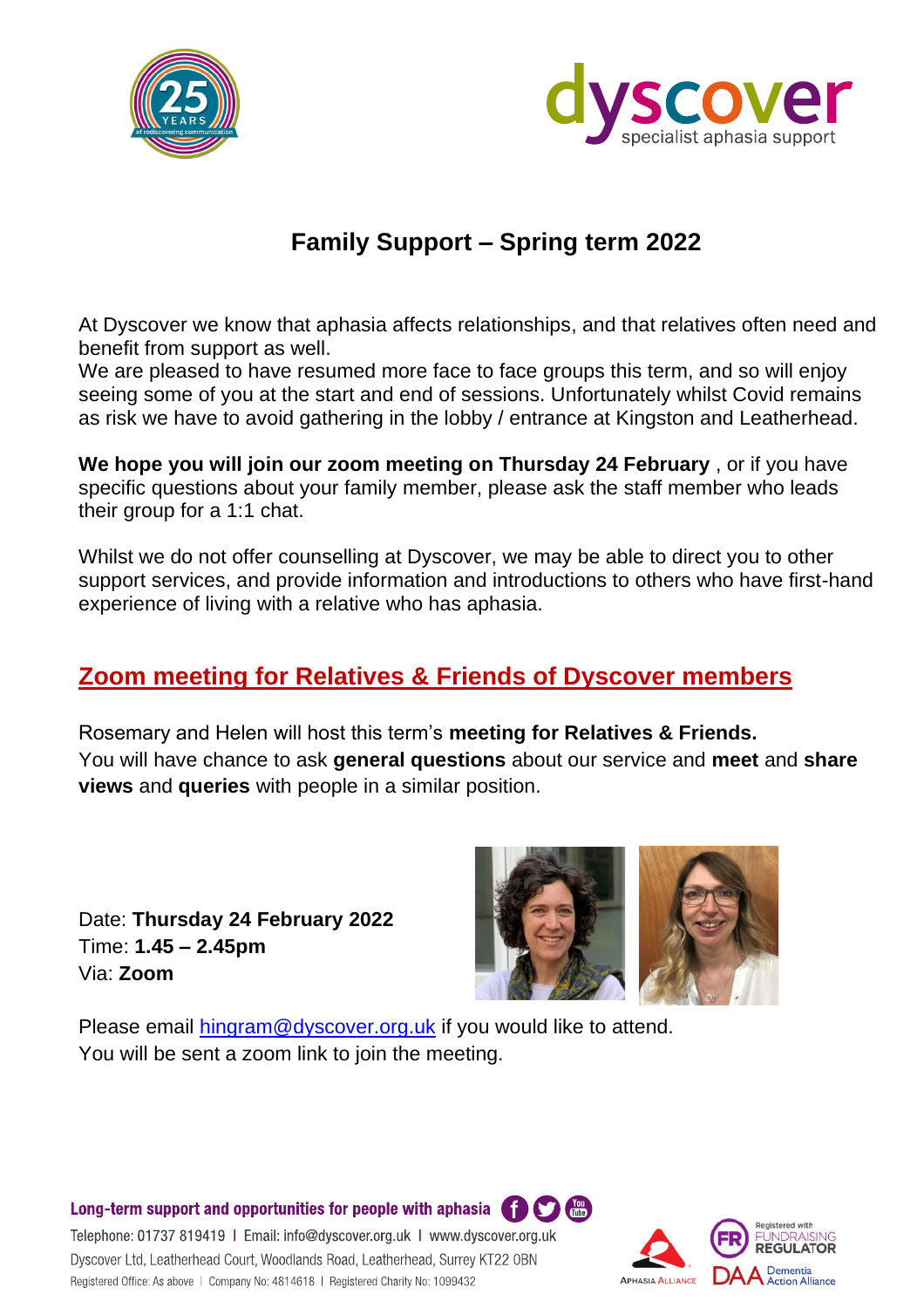# Family Support – Spring term 2022

At Dyscover we know that aphasia affects relationships, and that relatives often need and benefit from support as well.
We are pleased to have resumed more face to face groups this term, and so will enjoy seeing some of you at the start and end of sessions. Unfortunately whilst Covid remains as risk we have to avoid gathering in the lobby / entrance at Kingston and Leatherhead.

**We hope you will join our zoom meeting on Thursday 24 February** , or if you have specific questions about your family member, please ask the staff member who leads their group for a 1:1 chat.

Whilst we do not offer counselling at Dyscover, we may be able to direct you to other support services, and provide information and introductions to others who have first-hand experience of living with a relative who has aphasia.

## Zoom meeting for Relatives & Friends of Dyscover members

Rosemary and Helen will host this term's **meeting for Relatives & Friends.**
You will have chance to ask **general questions** about our service and **meet** and **share views** and **queries** with people in a similar position.

Date: **Thursday 24 February 2022**
Time: **1.45 – 2.45pm**
Via: **Zoom**

Please email hingram@dyscover.org.uk if you would like to attend.
You will be sent a zoom link to join the meeting.

**Long-term support and opportunities for people with aphasia**

Telephone: 01737 819419 | Email: info@dyscover.org.uk | www.dyscover.org.uk
Dyscover Ltd, Leatherhead Court, Woodlands Road, Leatherhead, Surrey KT22 0BN
Registered Office: As above | Company No: 4814618 | Registered Charity No: 1099432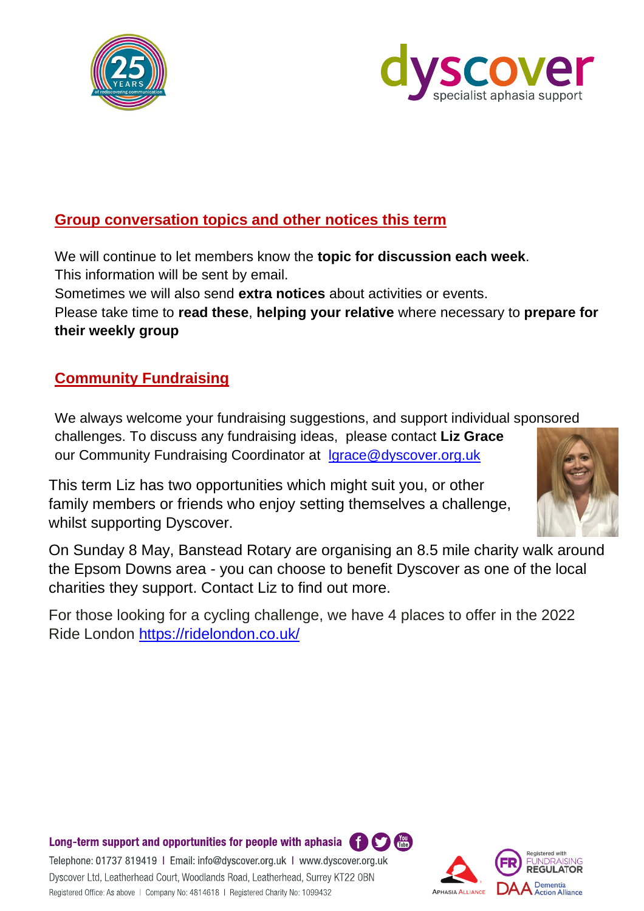## Group conversation topics and other notices this term

We will continue to let members know the **topic for discussion each week**.
This information will be sent by email.
Sometimes we will also send **extra notices** about activities or events.
Please take time to **read these**, **helping your relative** where necessary to **prepare for their weekly group**

## Community Fundraising

We always welcome your fundraising suggestions, and support individual sponsored challenges. To discuss any fundraising ideas, please contact **Liz Grace** our Community Fundraising Coordinator at lgrace@dyscover.org.uk

This term Liz has two opportunities which might suit you, or other family members or friends who enjoy setting themselves a challenge, whilst supporting Dyscover.

On Sunday 8 May, Banstead Rotary are organising an 8.5 mile charity walk around the Epsom Downs area - you can choose to benefit Dyscover as one of the local charities they support. Contact Liz to find out more.

For those looking for a cycling challenge, we have 4 places to offer in the 2022 Ride London https://ridelondon.co.uk/

**Long-term support and opportunities for people with aphasia**

Telephone: 01737 819419 | Email: info@dyscover.org.uk | www.dyscover.org.uk
Dyscover Ltd, Leatherhead Court, Woodlands Road, Leatherhead, Surrey KT22 0BN
Registered Office: As above | Company No: 4814618 | Registered Charity No: 1099432